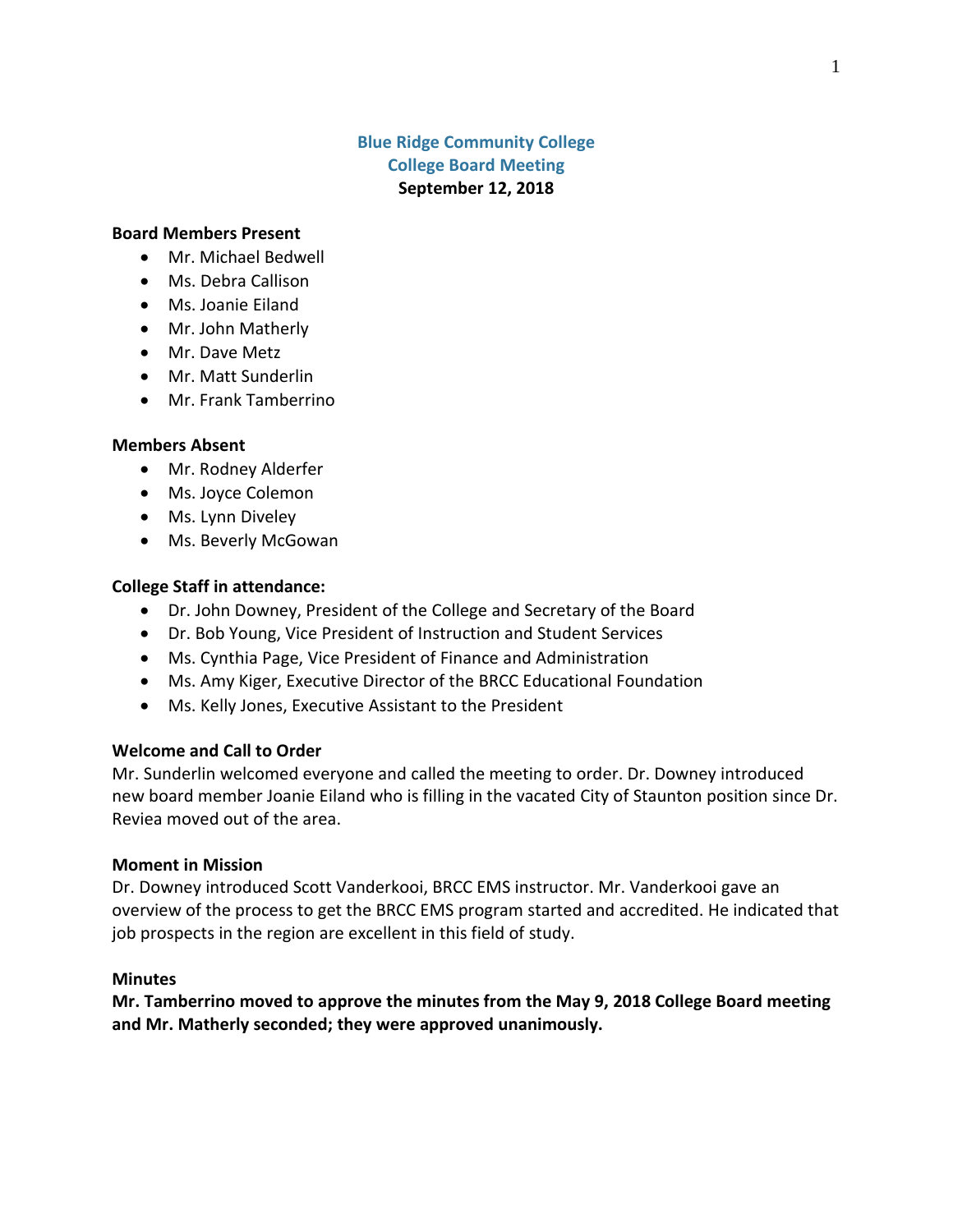# Blue Ridge Community College
## College Board Meeting
**September 12, 2018**

**Board Members Present**

- Mr. Michael Bedwell
- Ms. Debra Callison
- Ms. Joanie Eiland
- Mr. John Matherly
- Mr. Dave Metz
- Mr. Matt Sunderlin
- Mr. Frank Tamberrino

**Members Absent**

- Mr. Rodney Alderfer
- Ms. Joyce Colemon
- Ms. Lynn Diveley
- Ms. Beverly McGowan

**College Staff in attendance:**

- Dr. John Downey, President of the College and Secretary of the Board
- Dr. Bob Young, Vice President of Instruction and Student Services
- Ms. Cynthia Page, Vice President of Finance and Administration
- Ms. Amy Kiger, Executive Director of the BRCC Educational Foundation
- Ms. Kelly Jones, Executive Assistant to the President

**Welcome and Call to Order**

Mr. Sunderlin welcomed everyone and called the meeting to order. Dr. Downey introduced new board member Joanie Eiland who is filling in the vacated City of Staunton position since Dr. Reviea moved out of the area.

**Moment in Mission**

Dr. Downey introduced Scott Vanderkooi, BRCC EMS instructor. Mr. Vanderkooi gave an overview of the process to get the BRCC EMS program started and accredited. He indicated that job prospects in the region are excellent in this field of study.

**Minutes**

**Mr. Tamberrino moved to approve the minutes from the May 9, 2018 College Board meeting and Mr. Matherly seconded; they were approved unanimously.**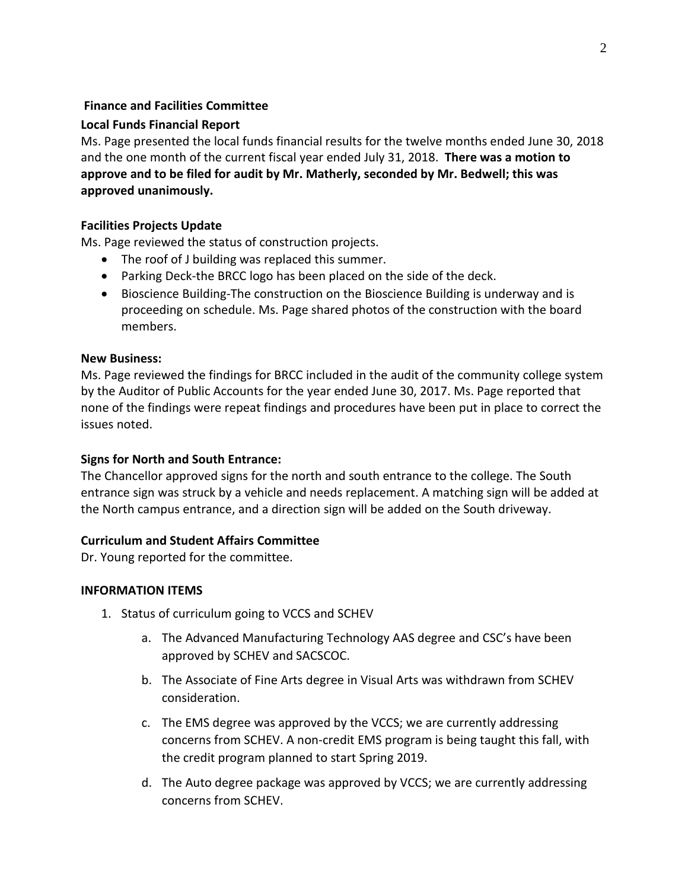**Finance and Facilities Committee**

**Local Funds Financial Report**

Ms. Page presented the local funds financial results for the twelve months ended June 30, 2018 and the one month of the current fiscal year ended July 31, 2018. **There was a motion to approve and to be filed for audit by Mr. Matherly, seconded by Mr. Bedwell; this was approved unanimously.**

**Facilities Projects Update**

Ms. Page reviewed the status of construction projects.

- The roof of J building was replaced this summer.
- Parking Deck-the BRCC logo has been placed on the side of the deck.
- Bioscience Building-The construction on the Bioscience Building is underway and is proceeding on schedule. Ms. Page shared photos of the construction with the board members.

**New Business:**

Ms. Page reviewed the findings for BRCC included in the audit of the community college system by the Auditor of Public Accounts for the year ended June 30, 2017. Ms. Page reported that none of the findings were repeat findings and procedures have been put in place to correct the issues noted.

**Signs for North and South Entrance:**

The Chancellor approved signs for the north and south entrance to the college. The South entrance sign was struck by a vehicle and needs replacement. A matching sign will be added at the North campus entrance, and a direction sign will be added on the South driveway.

**Curriculum and Student Affairs Committee**

Dr. Young reported for the committee.

**INFORMATION ITEMS**

1. Status of curriculum going to VCCS and SCHEV
   a. The Advanced Manufacturing Technology AAS degree and CSC's have been approved by SCHEV and SACSCOC.
   b. The Associate of Fine Arts degree in Visual Arts was withdrawn from SCHEV consideration.
   c. The EMS degree was approved by the VCCS; we are currently addressing concerns from SCHEV. A non-credit EMS program is being taught this fall, with the credit program planned to start Spring 2019.
   d. The Auto degree package was approved by VCCS; we are currently addressing concerns from SCHEV.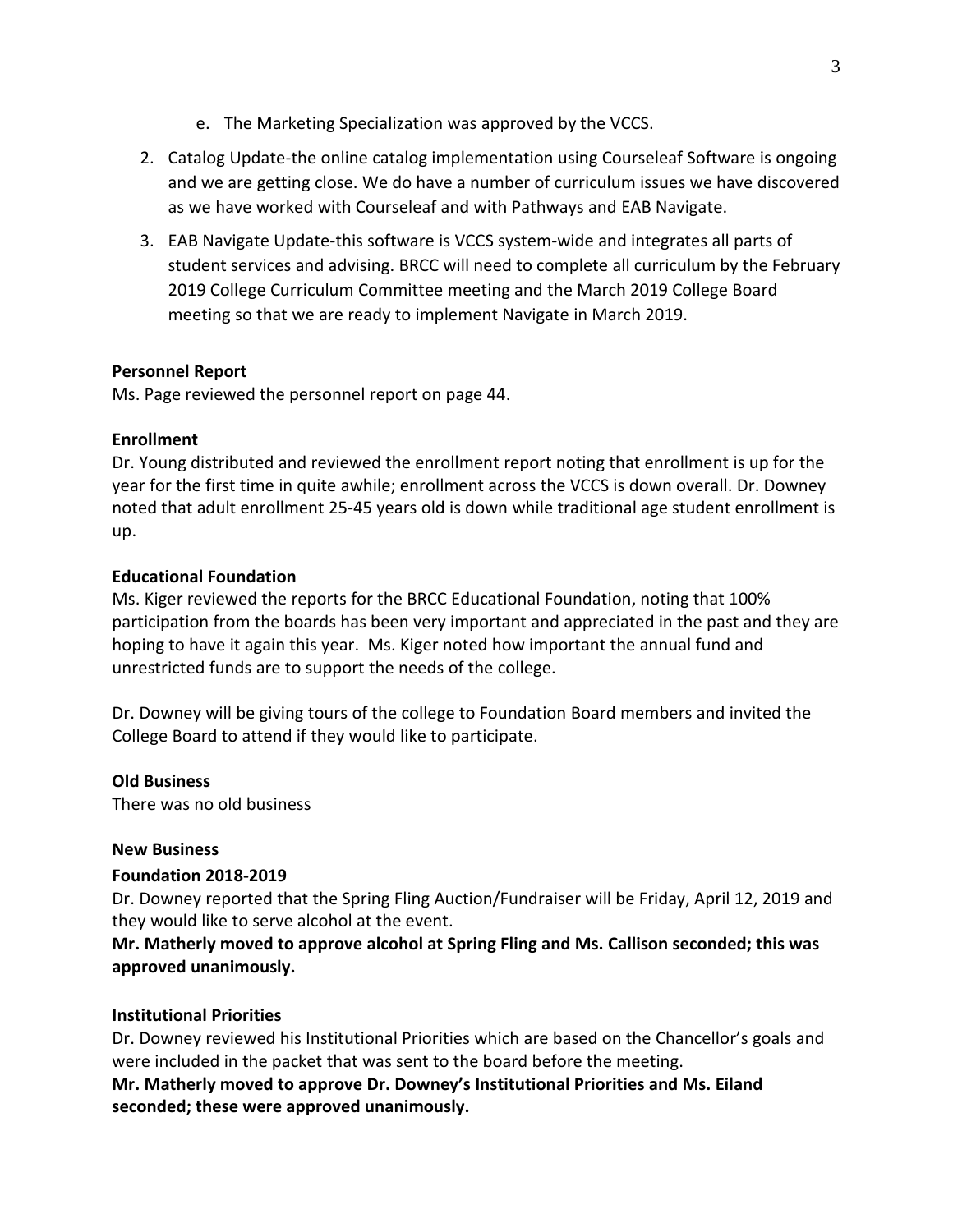e. The Marketing Specialization was approved by the VCCS.

2. Catalog Update-the online catalog implementation using Courseleaf Software is ongoing and we are getting close. We do have a number of curriculum issues we have discovered as we have worked with Courseleaf and with Pathways and EAB Navigate.
3. EAB Navigate Update-this software is VCCS system-wide and integrates all parts of student services and advising. BRCC will need to complete all curriculum by the February 2019 College Curriculum Committee meeting and the March 2019 College Board meeting so that we are ready to implement Navigate in March 2019.

**Personnel Report**
Ms. Page reviewed the personnel report on page 44.

**Enrollment**
Dr. Young distributed and reviewed the enrollment report noting that enrollment is up for the year for the first time in quite awhile; enrollment across the VCCS is down overall. Dr. Downey noted that adult enrollment 25-45 years old is down while traditional age student enrollment is up.

**Educational Foundation**
Ms. Kiger reviewed the reports for the BRCC Educational Foundation, noting that 100% participation from the boards has been very important and appreciated in the past and they are hoping to have it again this year. Ms. Kiger noted how important the annual fund and unrestricted funds are to support the needs of the college.

Dr. Downey will be giving tours of the college to Foundation Board members and invited the College Board to attend if they would like to participate.

**Old Business**
There was no old business

**New Business**

**Foundation 2018-2019**
Dr. Downey reported that the Spring Fling Auction/Fundraiser will be Friday, April 12, 2019 and they would like to serve alcohol at the event.
**Mr. Matherly moved to approve alcohol at Spring Fling and Ms. Callison seconded; this was approved unanimously.**

**Institutional Priorities**
Dr. Downey reviewed his Institutional Priorities which are based on the Chancellor's goals and were included in the packet that was sent to the board before the meeting.
**Mr. Matherly moved to approve Dr. Downey's Institutional Priorities and Ms. Eiland seconded; these were approved unanimously.**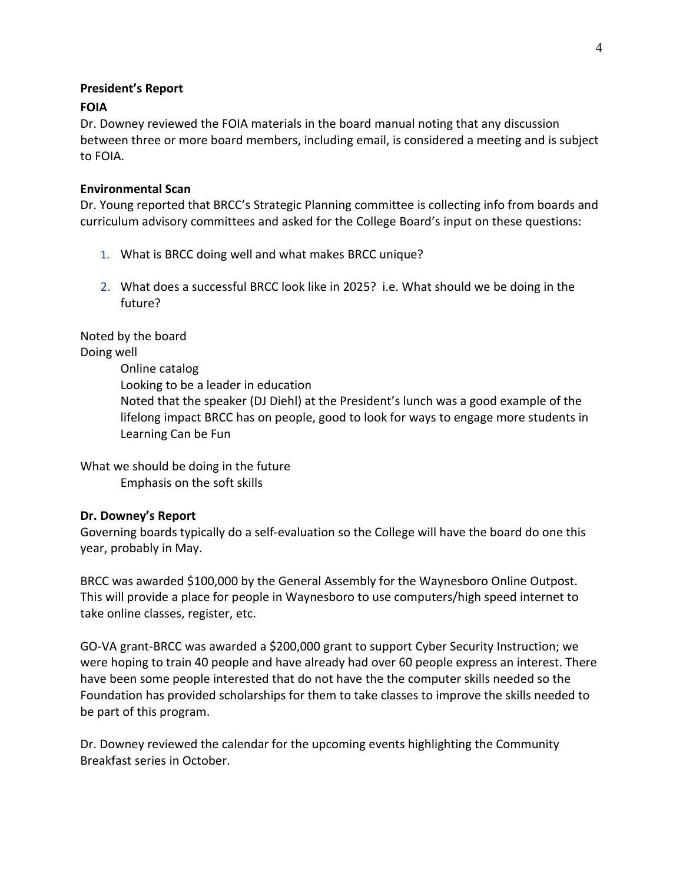**President's Report**

**FOIA**

Dr. Downey reviewed the FOIA materials in the board manual noting that any discussion between three or more board members, including email, is considered a meeting and is subject to FOIA.

**Environmental Scan**

Dr. Young reported that BRCC's Strategic Planning committee is collecting info from boards and curriculum advisory committees and asked for the College Board's input on these questions:

1. What is BRCC doing well and what makes BRCC unique?

2. What does a successful BRCC look like in 2025? i.e. What should we be doing in the future?

Noted by the board

Doing well

- Online catalog
- Looking to be a leader in education
- Noted that the speaker (DJ Diehl) at the President's lunch was a good example of the lifelong impact BRCC has on people, good to look for ways to engage more students in Learning Can be Fun

What we should be doing in the future

- Emphasis on the soft skills

**Dr. Downey's Report**

Governing boards typically do a self-evaluation so the College will have the board do one this year, probably in May.

BRCC was awarded $100,000 by the General Assembly for the Waynesboro Online Outpost. This will provide a place for people in Waynesboro to use computers/high speed internet to take online classes, register, etc.

GO-VA grant-BRCC was awarded a $200,000 grant to support Cyber Security Instruction; we were hoping to train 40 people and have already had over 60 people express an interest. There have been some people interested that do not have the the computer skills needed so the Foundation has provided scholarships for them to take classes to improve the skills needed to be part of this program.

Dr. Downey reviewed the calendar for the upcoming events highlighting the Community Breakfast series in October.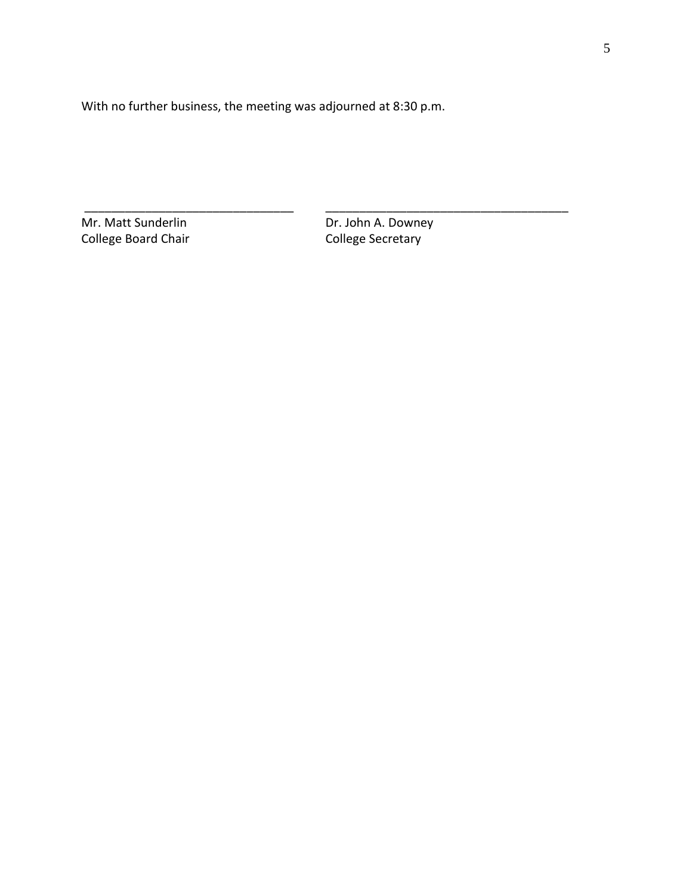With no further business, the meeting was adjourned at 8:30 p.m.

| | |
|---|---|
| _______________________________ | ____________________________________ |
| Mr. Matt Sunderlin | Dr. John A. Downey |
| College Board Chair | College Secretary |